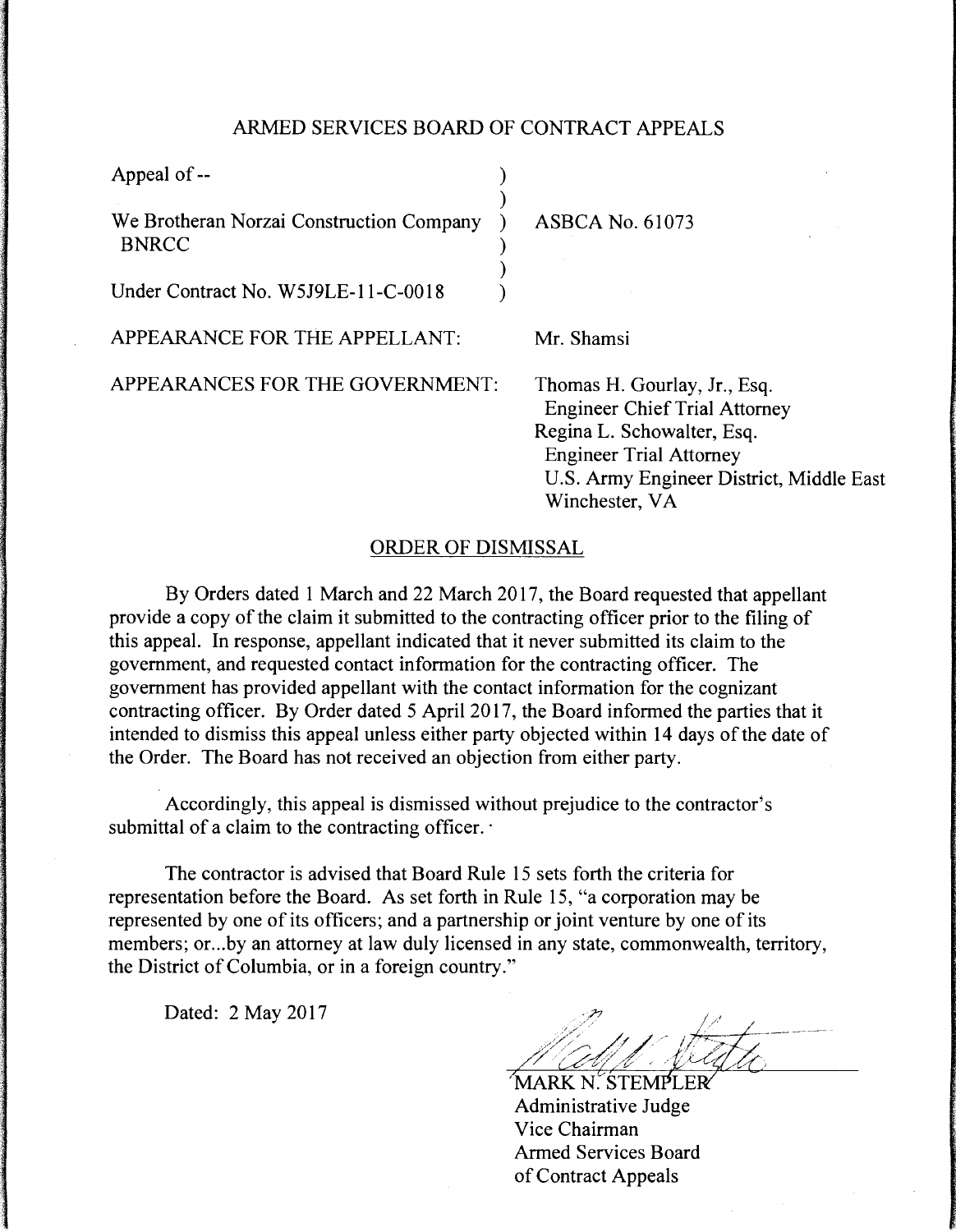ARMED SERVICES BOARD OF CONTRACT APPEALS

| | |
|---|---|
| Appeal of -- | |
| We Brotheran Norzai Construction Company BNRCC | ASBCA No. 61073 |
| Under Contract No. W5J9LE-11-C-0018 | |

APPEARANCE FOR THE APPELLANT: Mr. Shamsi

APPEARANCES FOR THE GOVERNMENT: Thomas H. Gourlay, Jr., Esq.
Engineer Chief Trial Attorney
Regina L. Schowalter, Esq.
Engineer Trial Attorney
U.S. Army Engineer District, Middle East
Winchester, VA

ORDER OF DISMISSAL

By Orders dated 1 March and 22 March 2017, the Board requested that appellant provide a copy of the claim it submitted to the contracting officer prior to the filing of this appeal. In response, appellant indicated that it never submitted its claim to the government, and requested contact information for the contracting officer. The government has provided appellant with the contact information for the cognizant contracting officer. By Order dated 5 April 2017, the Board informed the parties that it intended to dismiss this appeal unless either party objected within 14 days of the date of the Order. The Board has not received an objection from either party.

Accordingly, this appeal is dismissed without prejudice to the contractor's submittal of a claim to the contracting officer.

The contractor is advised that Board Rule 15 sets forth the criteria for representation before the Board. As set forth in Rule 15, "a corporation may be represented by one of its officers; and a partnership or joint venture by one of its members; or...by an attorney at law duly licensed in any state, commonwealth, territory, the District of Columbia, or in a foreign country."

Dated: 2 May 2017

MARK N. STEMPLER
Administrative Judge
Vice Chairman
Armed Services Board
of Contract Appeals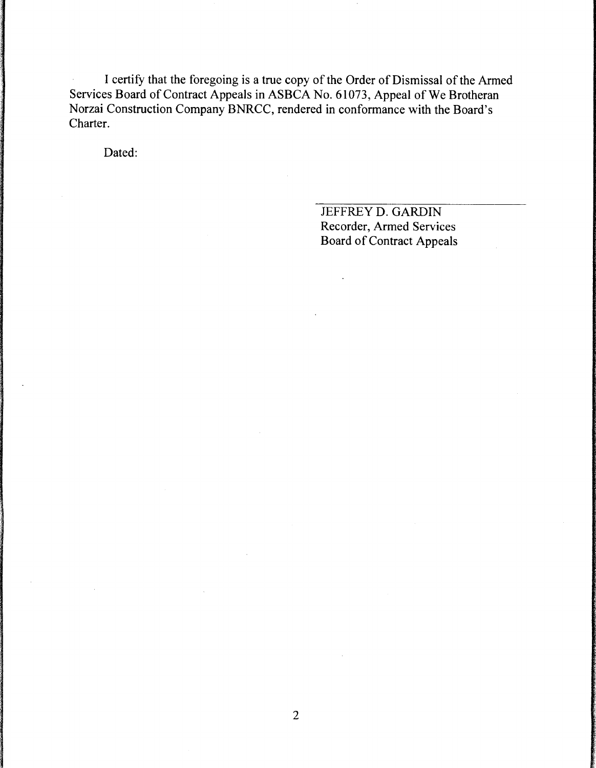I certify that the foregoing is a true copy of the Order of Dismissal of the Armed Services Board of Contract Appeals in ASBCA No. 61073, Appeal of We Brotheran Norzai Construction Company BNRCC, rendered in conformance with the Board's Charter.

Dated:

JEFFREY D. GARDIN
Recorder, Armed Services
Board of Contract Appeals